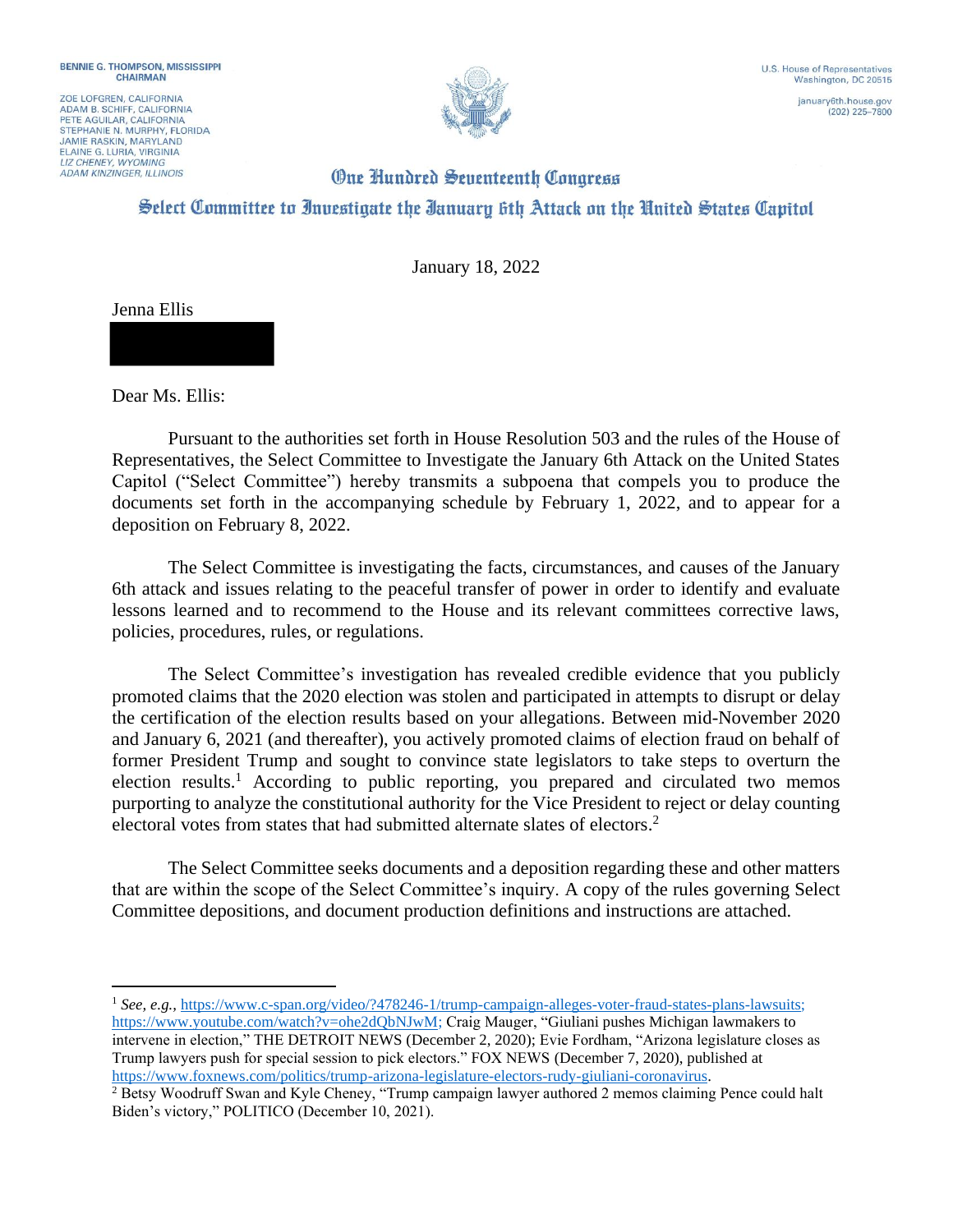BENNIE G. THOMPSON, MISSISSIPPI
CHAIRMAN

ZOE LOFGREN, CALIFORNIA
ADAM B. SCHIFF, CALIFORNIA
PETE AGUILAR, CALIFORNIA
STEPHANIE N. MURPHY, FLORIDA
JAMIE RASKIN, MARYLAND
ELAINE G. LURIA, VIRGINIA
*LIZ CHENEY, WYOMING*
*ADAM KINZINGER, ILLINOIS*

U.S. House of Representatives
Washington, DC 20515

january6th.house.gov
(202) 225-7800

# One Hundred Seventeenth Congress

## Select Committee to Investigate the January 6th Attack on the United States Capitol

January 18, 2022

Jenna Ellis

Dear Ms. Ellis:

Pursuant to the authorities set forth in House Resolution 503 and the rules of the House of Representatives, the Select Committee to Investigate the January 6th Attack on the United States Capitol ("Select Committee") hereby transmits a subpoena that compels you to produce the documents set forth in the accompanying schedule by February 1, 2022, and to appear for a deposition on February 8, 2022.

The Select Committee is investigating the facts, circumstances, and causes of the January 6th attack and issues relating to the peaceful transfer of power in order to identify and evaluate lessons learned and to recommend to the House and its relevant committees corrective laws, policies, procedures, rules, or regulations.

The Select Committee's investigation has revealed credible evidence that you publicly promoted claims that the 2020 election was stolen and participated in attempts to disrupt or delay the certification of the election results based on your allegations. Between mid-November 2020 and January 6, 2021 (and thereafter), you actively promoted claims of election fraud on behalf of former President Trump and sought to convince state legislators to take steps to overturn the election results.[1] According to public reporting, you prepared and circulated two memos purporting to analyze the constitutional authority for the Vice President to reject or delay counting electoral votes from states that had submitted alternate slates of electors.[2]

The Select Committee seeks documents and a deposition regarding these and other matters that are within the scope of the Select Committee's inquiry. A copy of the rules governing Select Committee depositions, and document production definitions and instructions are attached.

---

[1] *See, e.g.*, https://www.c-span.org/video/?478246-1/trump-campaign-alleges-voter-fraud-states-plans-lawsuits; https://www.youtube.com/watch?v=ohe2dQbNJwM; Craig Mauger, "Giuliani pushes Michigan lawmakers to intervene in election," THE DETROIT NEWS (December 2, 2020); Evie Fordham, "Arizona legislature closes as Trump lawyers push for special session to pick electors." FOX NEWS (December 7, 2020), published at https://www.foxnews.com/politics/trump-arizona-legislature-electors-rudy-giuliani-coronavirus.

[2] Betsy Woodruff Swan and Kyle Cheney, "Trump campaign lawyer authored 2 memos claiming Pence could halt Biden's victory," POLITICO (December 10, 2021).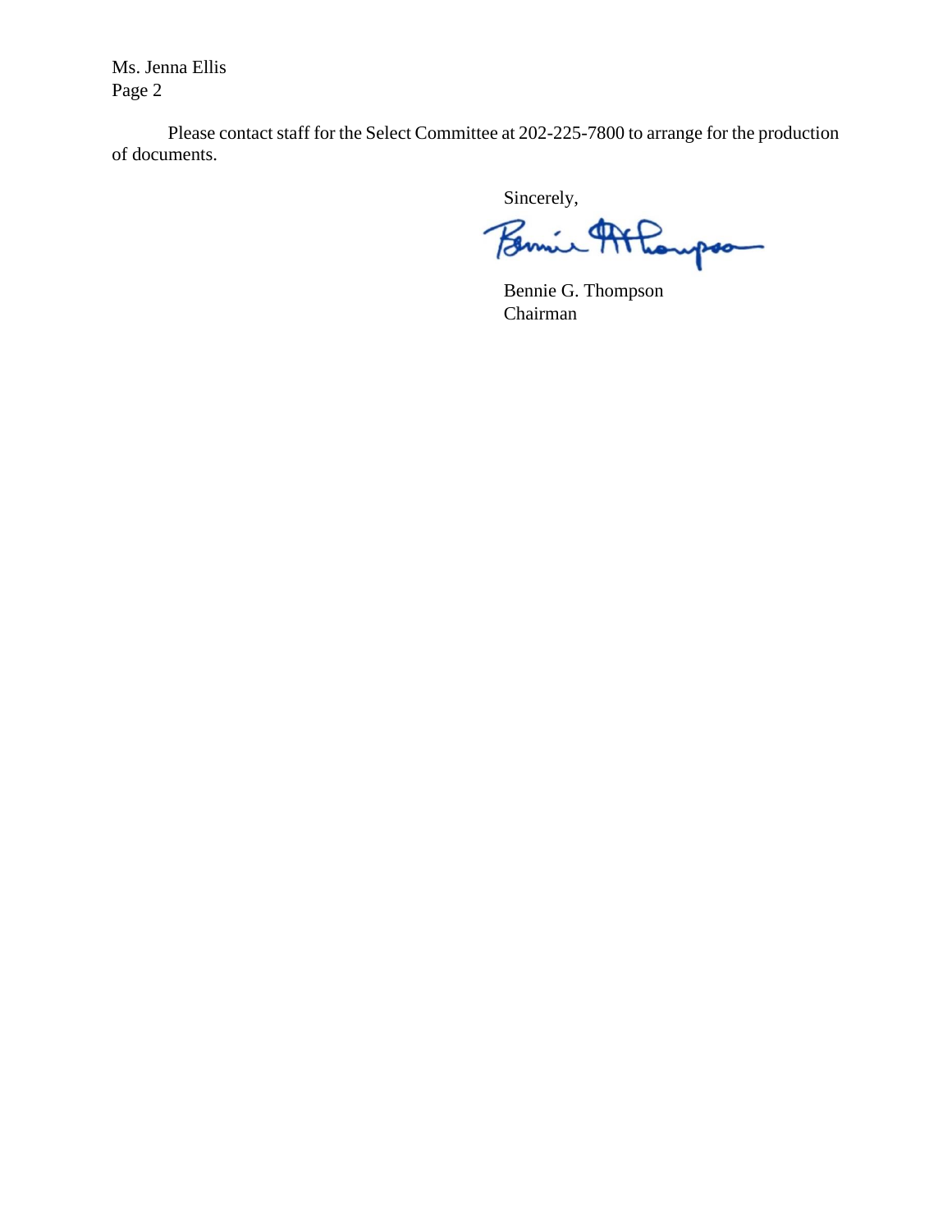Ms. Jenna Ellis

Please contact staff for the Select Committee at 202-225-7800 to arrange for the production of documents.

Sincerely,

Bennie G. Thompson
Chairman